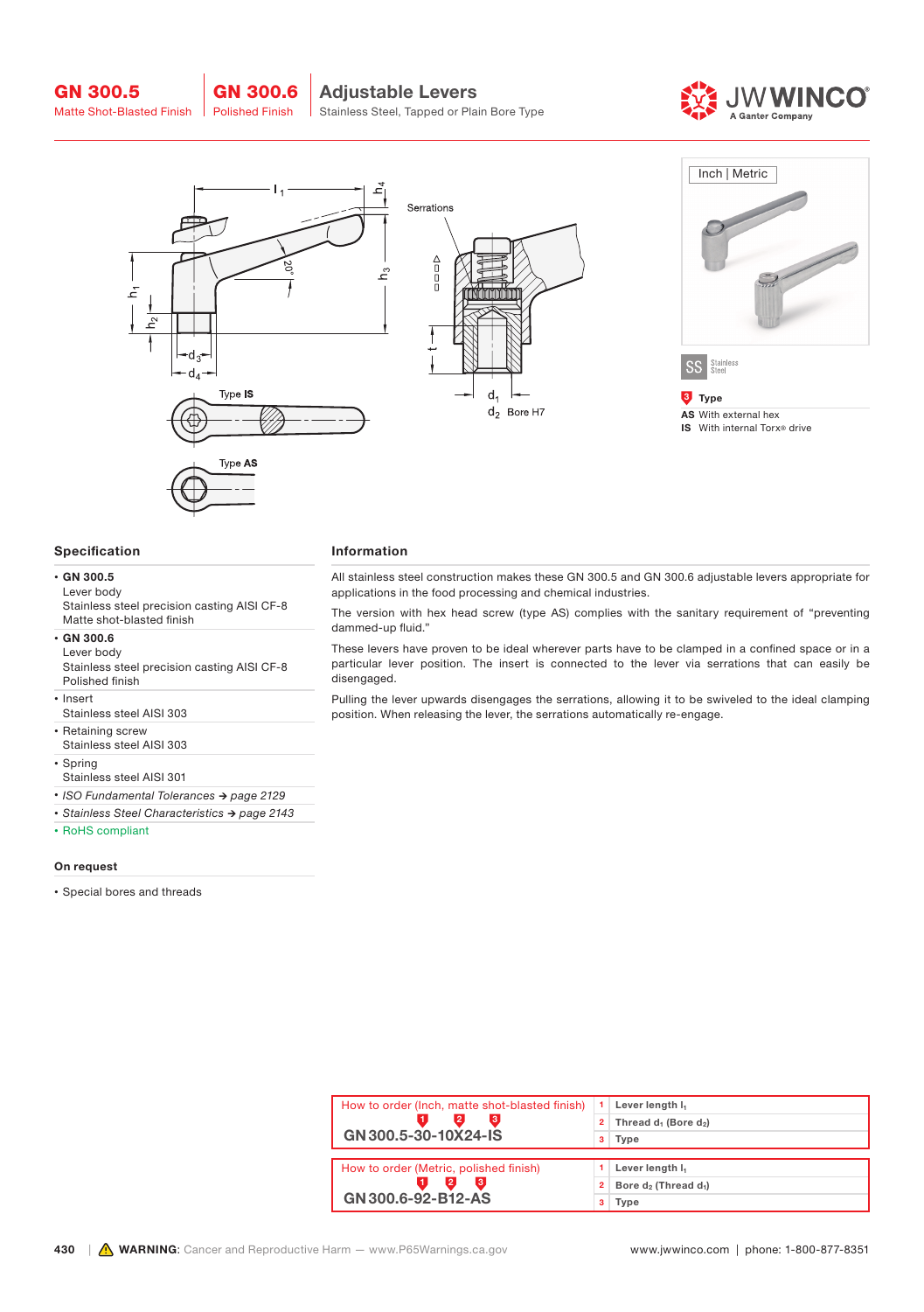# GN 300.5 | GN 300.6 Adjustable Levers

GN 300.5 Matte Shot-Blasted Finish | GN 300.6 Polished Finish

Stainless Steel, Tapped or Plain Bore Type

Serrations

Type IS

Type AS

$d_1$

$d_2$ Bore H7

Inch | Metric

SS Stainless Steel

**3 Type**

**AS** With external hex
**IS** With internal Torx® drive

## Specification

- **GN 300.5**
  Lever body
  Stainless steel precision casting AISI CF-8
  Matte shot-blasted finish
- **GN 300.6**
  Lever body
  Stainless steel precision casting AISI CF-8
  Polished finish
- Insert
  Stainless steel AISI 303
- Retaining screw
  Stainless steel AISI 303
- Spring
  Stainless steel AISI 301
- *ISO Fundamental Tolerances → page 2129*
- *Stainless Steel Characteristics → page 2143*
- RoHS compliant

### On request

- Special bores and threads

## Information

All stainless steel construction makes these GN 300.5 and GN 300.6 adjustable levers appropriate for applications in the food processing and chemical industries.

The version with hex head screw (type AS) complies with the sanitary requirement of "preventing dammed-up fluid."

These levers have proven to be ideal wherever parts have to be clamped in a confined space or in a particular lever position. The insert is connected to the lever via serrations that can easily be disengaged.

Pulling the lever upwards disengages the serrations, allowing it to be swiveled to the ideal clamping position. When releasing the lever, the serrations automatically re-engage.

| How to order (Inch, matte shot-blasted finish) | | |
|---|---|---|
| **GN 300.5-30-10X24-IS** | 1 | Lever length $l_1$ |
| | 2 | Thread $d_1$ (Bore $d_2$) |
| | 3 | Type |

| How to order (Metric, polished finish) | | |
|---|---|---|
| **GN 300.6-92-B12-AS** | 1 | Lever length $l_1$ |
| | 2 | Bore $d_2$ (Thread $d_1$) |
| | 3 | Type |

**WARNING**: Cancer and Reproductive Harm — www.P65Warnings.ca.gov

www.jwwinco.com | phone: 1-800-877-8351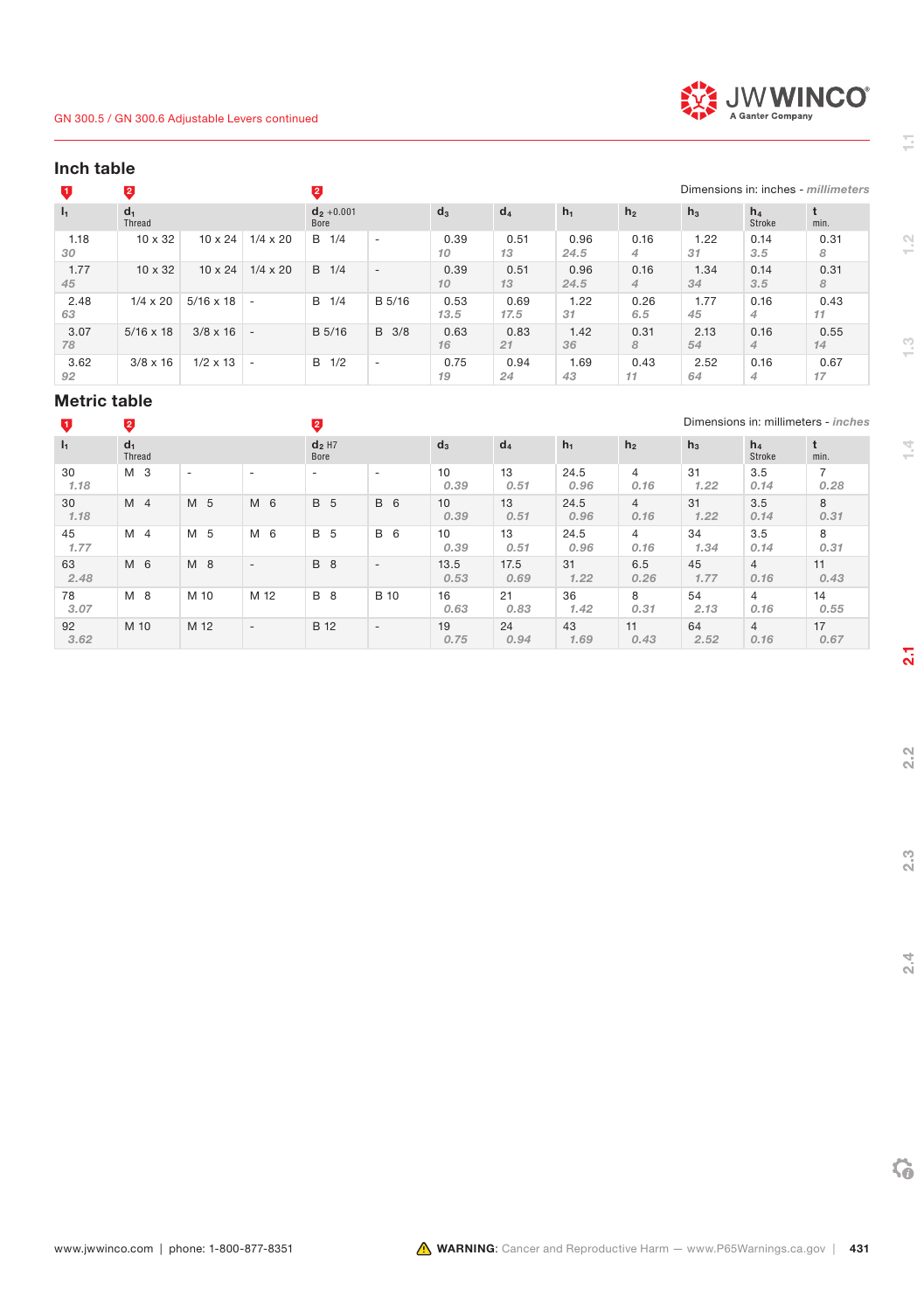GN 300.5 / GN 300.6 Adjustable Levers continued

## Inch table

Dimensions in: inches - *millimeters*

| $l_1$ [1] | $d_1$ [2] Thread | | | $d_2$ +0.001 [2] Bore | | $d_3$ | $d_4$ | $h_1$ | $h_2$ | $h_3$ | $h_4$ Stroke | t min. |
|---|---|---|---|---|---|---|---|---|---|---|---|---|
| 1.18 *30* | 10 x 32 | 10 x 24 | 1/4 x 20 | B 1/4 | - | 0.39 *10* | 0.51 *13* | 0.96 *24.5* | 0.16 *4* | 1.22 *31* | 0.14 *3.5* | 0.31 *8* |
| 1.77 *45* | 10 x 32 | 10 x 24 | 1/4 x 20 | B 1/4 | - | 0.39 *10* | 0.51 *13* | 0.96 *24.5* | 0.16 *4* | 1.34 *34* | 0.14 *3.5* | 0.31 *8* |
| 2.48 *63* | 1/4 x 20 | 5/16 x 18 | - | B 1/4 | B 5/16 | 0.53 *13.5* | 0.69 *17.5* | 1.22 *31* | 0.26 *6.5* | 1.77 *45* | 0.16 *4* | 0.43 *11* |
| 3.07 *78* | 5/16 x 18 | 3/8 x 16 | - | B 5/16 | B 3/8 | 0.63 *16* | 0.83 *21* | 1.42 *36* | 0.31 *8* | 2.13 *54* | 0.16 *4* | 0.55 *14* |
| 3.62 *92* | 3/8 x 16 | 1/2 x 13 | - | B 1/2 | - | 0.75 *19* | 0.94 *24* | 1.69 *43* | 0.43 *11* | 2.52 *64* | 0.16 *4* | 0.67 *17* |

## Metric table

Dimensions in: millimeters - *inches*

| $l_1$ [1] | $d_1$ [2] Thread | | | $d_2$ H7 [2] Bore | | $d_3$ | $d_4$ | $h_1$ | $h_2$ | $h_3$ | $h_4$ Stroke | t min. |
|---|---|---|---|---|---|---|---|---|---|---|---|---|
| 30 *1.18* | M 3 | - | - | - | - | 10 *0.39* | 13 *0.51* | 24.5 *0.96* | 4 *0.16* | 31 *1.22* | 3.5 *0.14* | 7 *0.28* |
| 30 *1.18* | M 4 | M 5 | M 6 | B 5 | B 6 | 10 *0.39* | 13 *0.51* | 24.5 *0.96* | 4 *0.16* | 31 *1.22* | 3.5 *0.14* | 8 *0.31* |
| 45 *1.77* | M 4 | M 5 | M 6 | B 5 | B 6 | 10 *0.39* | 13 *0.51* | 24.5 *0.96* | 4 *0.16* | 34 *1.34* | 3.5 *0.14* | 8 *0.31* |
| 63 *2.48* | M 6 | M 8 | - | B 8 | - | 13.5 *0.53* | 17.5 *0.69* | 31 *1.22* | 6.5 *0.26* | 45 *1.77* | 4 *0.16* | 11 *0.43* |
| 78 *3.07* | M 8 | M 10 | M 12 | B 8 | B 10 | 16 *0.63* | 21 *0.83* | 36 *1.42* | 8 *0.31* | 54 *2.13* | 4 *0.16* | 14 *0.55* |
| 92 *3.62* | M 10 | M 12 | - | B 12 | - | 19 *0.75* | 24 *0.94* | 43 *1.69* | 11 *0.43* | 64 *2.52* | 4 *0.16* | 17 *0.67* |